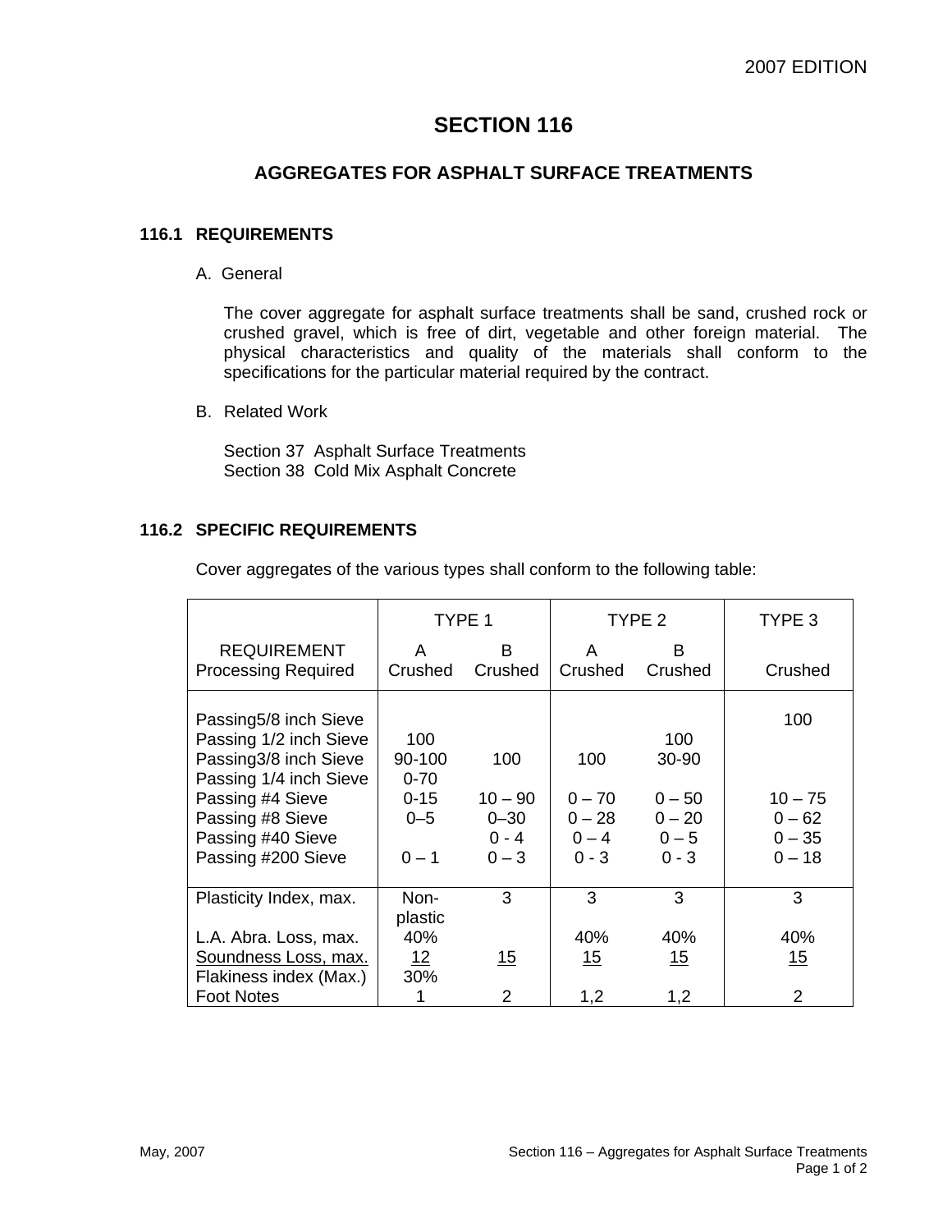2007 EDITION

# SECTION 116

## AGGREGATES FOR ASPHALT SURFACE TREATMENTS

### 116.1 REQUIREMENTS

A. General

The cover aggregate for asphalt surface treatments shall be sand, crushed rock or crushed gravel, which is free of dirt, vegetable and other foreign material. The physical characteristics and quality of the materials shall conform to the specifications for the particular material required by the contract.

B. Related Work

Section 37 Asphalt Surface Treatments
Section 38 Cold Mix Asphalt Concrete

### 116.2 SPECIFIC REQUIREMENTS

Cover aggregates of the various types shall conform to the following table:

| | TYPE 1 | | TYPE 2 | | TYPE 3 |
|---|---|---|---|---|---|
| REQUIREMENT<br>Processing Required | A<br>Crushed | B<br>Crushed | A<br>Crushed | B<br>Crushed | Crushed |
| Passing5/8 inch Sieve | | | | | 100 |
| Passing 1/2 inch Sieve | 100 | | | 100 | |
| Passing3/8 inch Sieve | 90-100 | 100 | 100 | 30-90 | |
| Passing 1/4 inch Sieve | 0-70 | | | | |
| Passing #4 Sieve | 0-15 | 10 – 90 | 0 – 70 | 0 – 50 | 10 – 75 |
| Passing #8 Sieve | 0–5 | 0–30 | 0 – 28 | 0 – 20 | 0 – 62 |
| Passing #40 Sieve | | 0 - 4 | 0 – 4 | 0 – 5 | 0 – 35 |
| Passing #200 Sieve | 0 – 1 | 0 – 3 | 0 - 3 | 0 - 3 | 0 – 18 |
| Plasticity Index, max. | Non-plastic | 3 | 3 | 3 | 3 |
| L.A. Abra. Loss, max. | 40% | | 40% | 40% | 40% |
| Soundness Loss, max. | 12 | 15 | 15 | 15 | 15 |
| Flakiness index (Max.) | 30% | | | | |
| Foot Notes | 1 | 2 | 1,2 | 1,2 | 2 |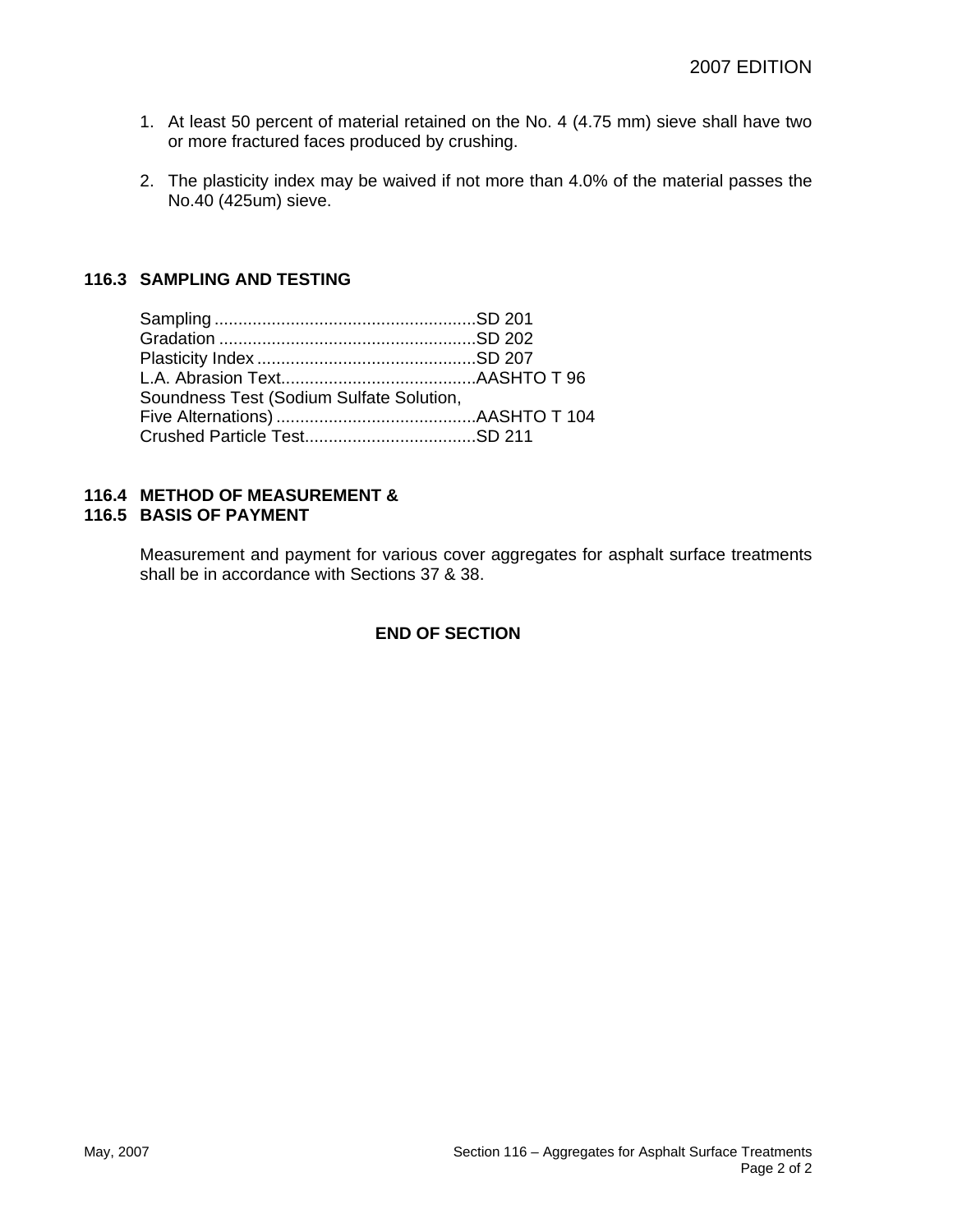1. At least 50 percent of material retained on the No. 4 (4.75 mm) sieve shall have two or more fractured faces produced by crushing.

2. The plasticity index may be waived if not more than 4.0% of the material passes the No.40 (425um) sieve.

## 116.3 SAMPLING AND TESTING

Sampling .......................................................SD 201
Gradation ......................................................SD 202
Plasticity Index ..............................................SD 207
L.A. Abrasion Text.........................................AASHTO T 96
Soundness Test (Sodium Sulfate Solution,
Five Alternations) ..........................................AASHTO T 104
Crushed Particle Test....................................SD 211

## 116.4 METHOD OF MEASUREMENT &
## 116.5 BASIS OF PAYMENT

Measurement and payment for various cover aggregates for asphalt surface treatments shall be in accordance with Sections 37 & 38.

**END OF SECTION**